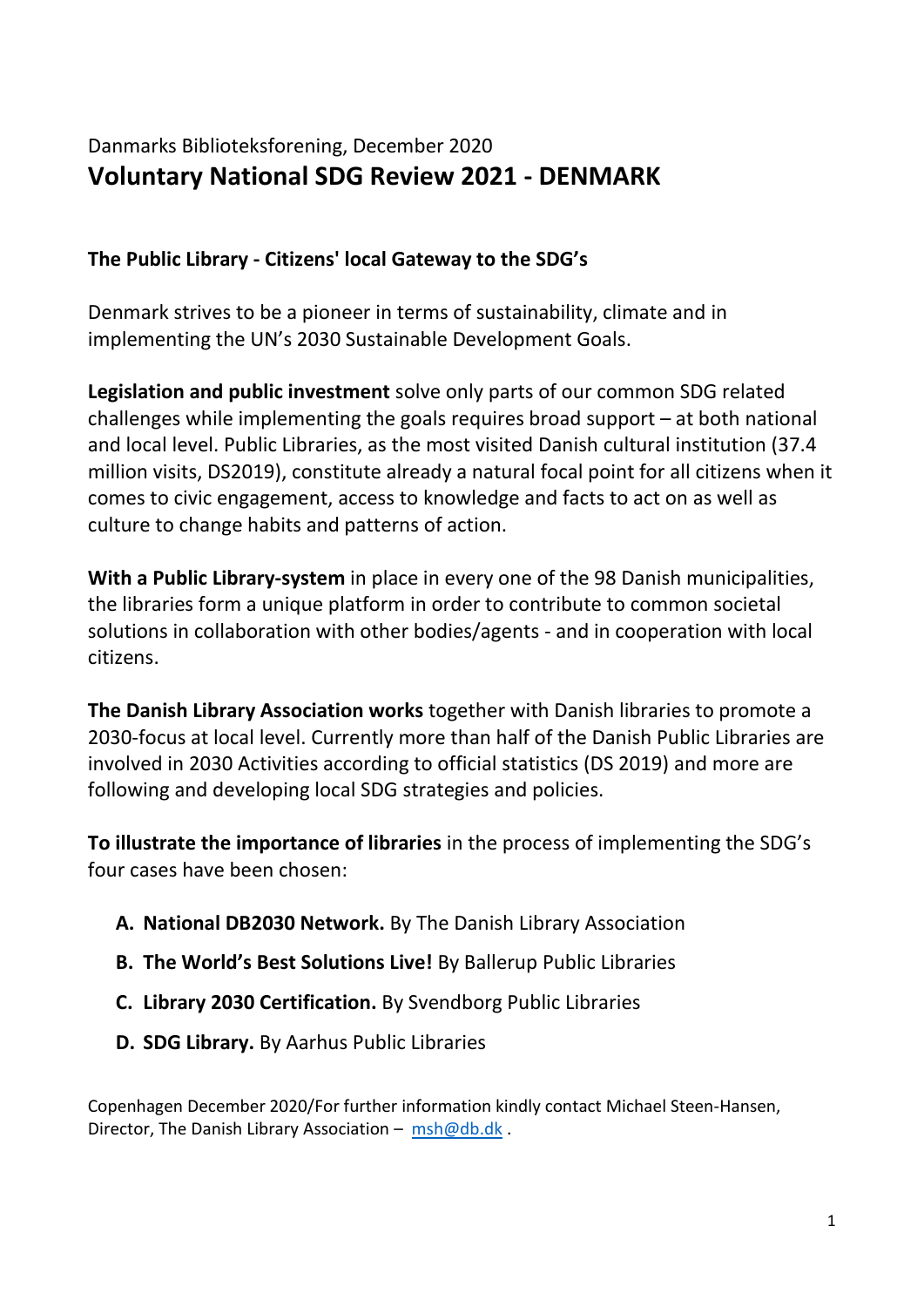Danmarks Biblioteksforening, December 2020

# Voluntary National SDG Review 2021 - DENMARK

**The Public Library - Citizens' local Gateway to the SDG's**

Denmark strives to be a pioneer in terms of sustainability, climate and in implementing the UN's 2030 Sustainable Development Goals.

**Legislation and public investment** solve only parts of our common SDG related challenges while implementing the goals requires broad support – at both national and local level. Public Libraries, as the most visited Danish cultural institution (37.4 million visits, DS2019), constitute already a natural focal point for all citizens when it comes to civic engagement, access to knowledge and facts to act on as well as culture to change habits and patterns of action.

**With a Public Library-system** in place in every one of the 98 Danish municipalities, the libraries form a unique platform in order to contribute to common societal solutions in collaboration with other bodies/agents - and in cooperation with local citizens.

**The Danish Library Association works** together with Danish libraries to promote a 2030-focus at local level. Currently more than half of the Danish Public Libraries are involved in 2030 Activities according to official statistics (DS 2019) and more are following and developing local SDG strategies and policies.

**To illustrate the importance of libraries** in the process of implementing the SDG's four cases have been chosen:

A. **National DB2030 Network.** By The Danish Library Association
B. **The World's Best Solutions Live!** By Ballerup Public Libraries
C. **Library 2030 Certification.** By Svendborg Public Libraries
D. **SDG Library.** By Aarhus Public Libraries

Copenhagen December 2020/For further information kindly contact Michael Steen-Hansen, Director, The Danish Library Association – msh@db.dk .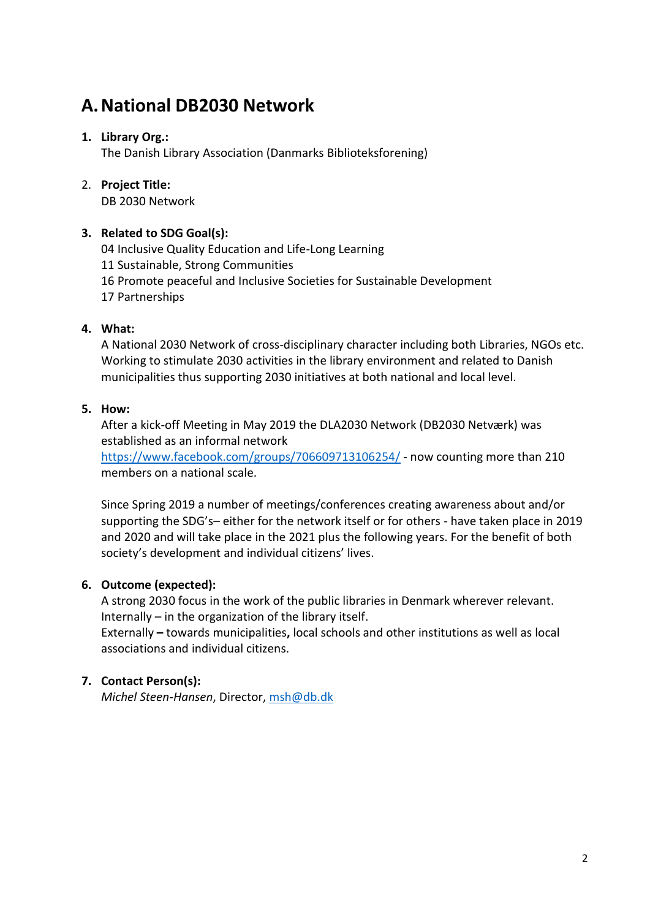## A. National DB2030 Network

1. **Library Org.:**
   The Danish Library Association (Danmarks Biblioteksforening)

2. **Project Title:**
   DB 2030 Network

3. **Related to SDG Goal(s):**
   04 Inclusive Quality Education and Life-Long Learning
   11 Sustainable, Strong Communities
   16 Promote peaceful and Inclusive Societies for Sustainable Development
   17 Partnerships

4. **What:**
   A National 2030 Network of cross-disciplinary character including both Libraries, NGOs etc. Working to stimulate 2030 activities in the library environment and related to Danish municipalities thus supporting 2030 initiatives at both national and local level.

5. **How:**
   After a kick-off Meeting in May 2019 the DLA2030 Network (DB2030 Netværk) was established as an informal network https://www.facebook.com/groups/706609713106254/ - now counting more than 210 members on a national scale.

   Since Spring 2019 a number of meetings/conferences creating awareness about and/or supporting the SDG's– either for the network itself or for others - have taken place in 2019 and 2020 and will take place in the 2021 plus the following years. For the benefit of both society's development and individual citizens' lives.

6. **Outcome (expected):**
   A strong 2030 focus in the work of the public libraries in Denmark wherever relevant.
   Internally – in the organization of the library itself.
   Externally **–** towards municipalities**,** local schools and other institutions as well as local associations and individual citizens.

7. **Contact Person(s):**
   *Michel Steen-Hansen*, Director, msh@db.dk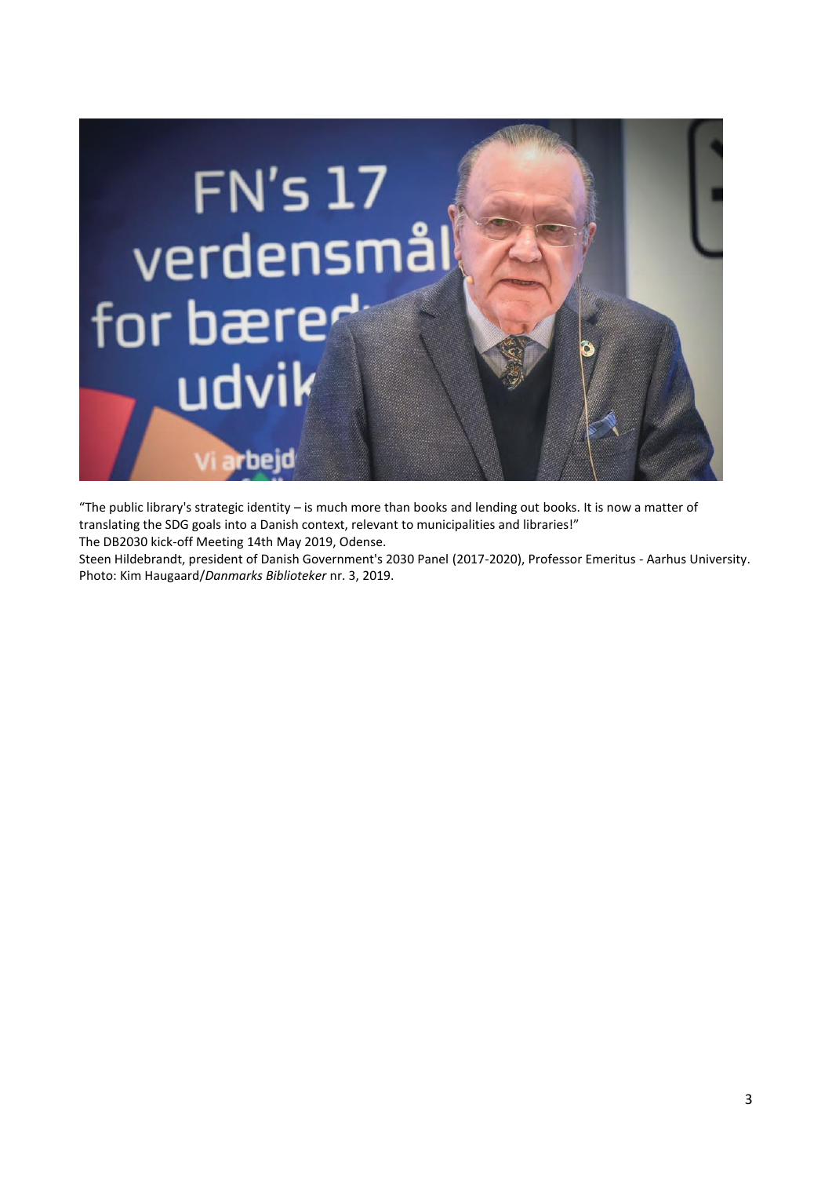"The public library's strategic identity – is much more than books and lending out books. It is now a matter of translating the SDG goals into a Danish context, relevant to municipalities and libraries!"
The DB2030 kick-off Meeting 14th May 2019, Odense.
Steen Hildebrandt, president of Danish Government's 2030 Panel (2017-2020), Professor Emeritus - Aarhus University.
Photo: Kim Haugaard/*Danmarks Biblioteker* nr. 3, 2019.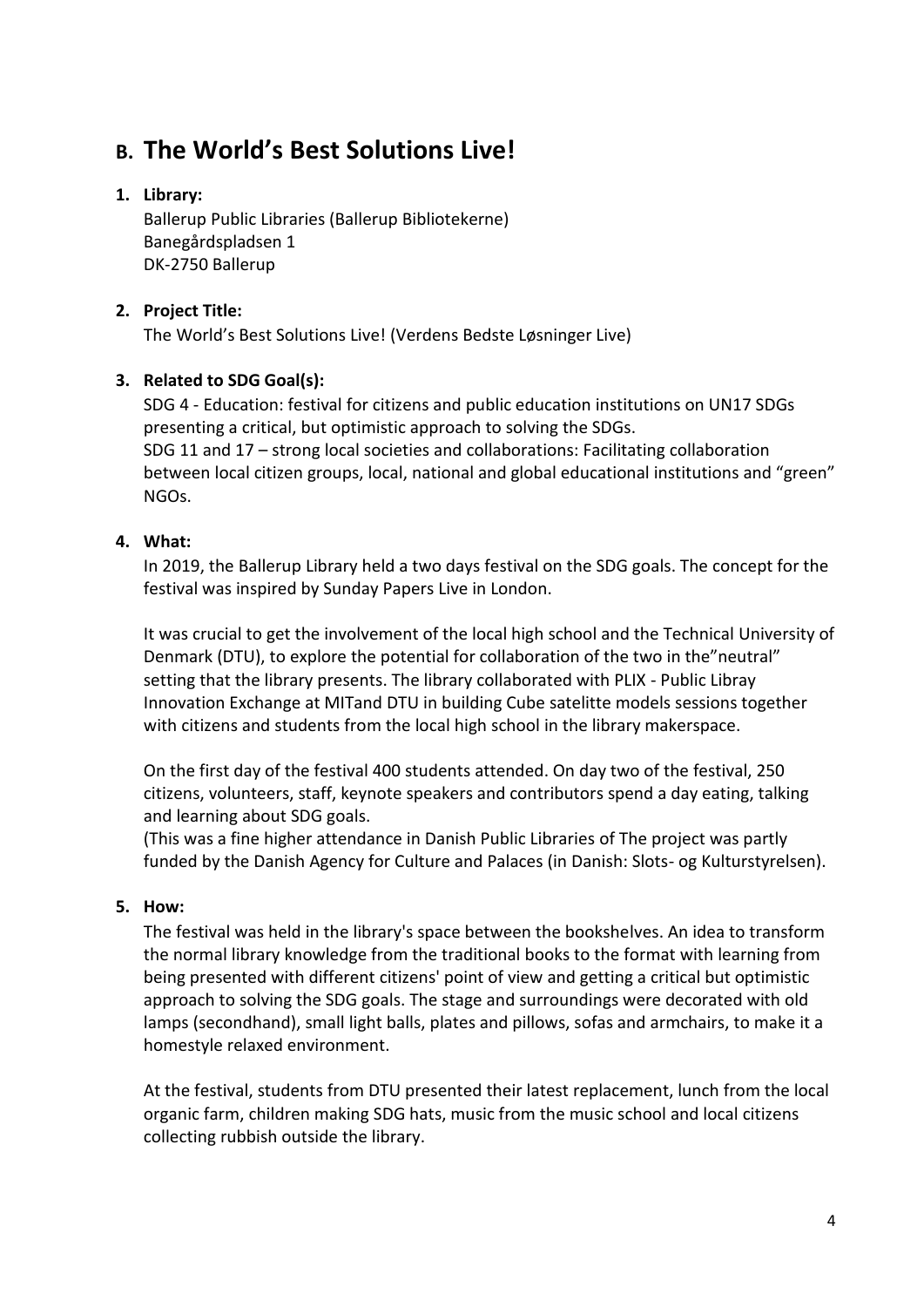## B. The World's Best Solutions Live!

1. **Library:**
   Ballerup Public Libraries (Ballerup Bibliotekerne)
   Banegårdspladsen 1
   DK-2750 Ballerup

2. **Project Title:**
   The World's Best Solutions Live! (Verdens Bedste Løsninger Live)

3. **Related to SDG Goal(s):**
   SDG 4 - Education: festival for citizens and public education institutions on UN17 SDGs presenting a critical, but optimistic approach to solving the SDGs.
   SDG 11 and 17 – strong local societies and collaborations: Facilitating collaboration between local citizen groups, local, national and global educational institutions and "green" NGOs.

4. **What:**
   In 2019, the Ballerup Library held a two days festival on the SDG goals. The concept for the festival was inspired by Sunday Papers Live in London.

   It was crucial to get the involvement of the local high school and the Technical University of Denmark (DTU), to explore the potential for collaboration of the two in the"neutral" setting that the library presents. The library collaborated with PLIX - Public Libray Innovation Exchange at MITand DTU in building Cube satelitte models sessions together with citizens and students from the local high school in the library makerspace.

   On the first day of the festival 400 students attended. On day two of the festival, 250 citizens, volunteers, staff, keynote speakers and contributors spend a day eating, talking and learning about SDG goals.
   (This was a fine higher attendance in Danish Public Libraries of The project was partly funded by the Danish Agency for Culture and Palaces (in Danish: Slots- og Kulturstyrelsen).

5. **How:**
   The festival was held in the library's space between the bookshelves. An idea to transform the normal library knowledge from the traditional books to the format with learning from being presented with different citizens' point of view and getting a critical but optimistic approach to solving the SDG goals. The stage and surroundings were decorated with old lamps (secondhand), small light balls, plates and pillows, sofas and armchairs, to make it a homestyle relaxed environment.

   At the festival, students from DTU presented their latest replacement, lunch from the local organic farm, children making SDG hats, music from the music school and local citizens collecting rubbish outside the library.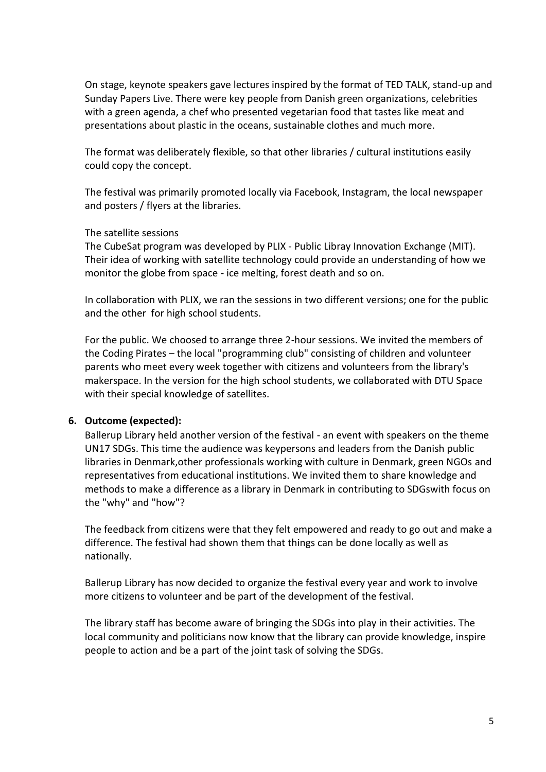On stage, keynote speakers gave lectures inspired by the format of TED TALK, stand-up and Sunday Papers Live. There were key people from Danish green organizations, celebrities with a green agenda, a chef who presented vegetarian food that tastes like meat and presentations about plastic in the oceans, sustainable clothes and much more.

The format was deliberately flexible, so that other libraries / cultural institutions easily could copy the concept.

The festival was primarily promoted locally via Facebook, Instagram, the local newspaper and posters / flyers at the libraries.

The satellite sessions
The CubeSat program was developed by PLIX - Public Libray Innovation Exchange (MIT). Their idea of working with satellite technology could provide an understanding of how we monitor the globe from space - ice melting, forest death and so on.

In collaboration with PLIX, we ran the sessions in two different versions; one for the public and the other for high school students.

For the public. We choosed to arrange three 2-hour sessions. We invited the members of the Coding Pirates – the local "programming club" consisting of children and volunteer parents who meet every week together with citizens and volunteers from the library's makerspace. In the version for the high school students, we collaborated with DTU Space with their special knowledge of satellites.

6. **Outcome (expected):**

Ballerup Library held another version of the festival - an event with speakers on the theme UN17 SDGs. This time the audience was keypersons and leaders from the Danish public libraries in Denmark,other professionals working with culture in Denmark, green NGOs and representatives from educational institutions. We invited them to share knowledge and methods to make a difference as a library in Denmark in contributing to SDGswith focus on the "why" and "how"?

The feedback from citizens were that they felt empowered and ready to go out and make a difference. The festival had shown them that things can be done locally as well as nationally.

Ballerup Library has now decided to organize the festival every year and work to involve more citizens to volunteer and be part of the development of the festival.

The library staff has become aware of bringing the SDGs into play in their activities. The local community and politicians now know that the library can provide knowledge, inspire people to action and be a part of the joint task of solving the SDGs.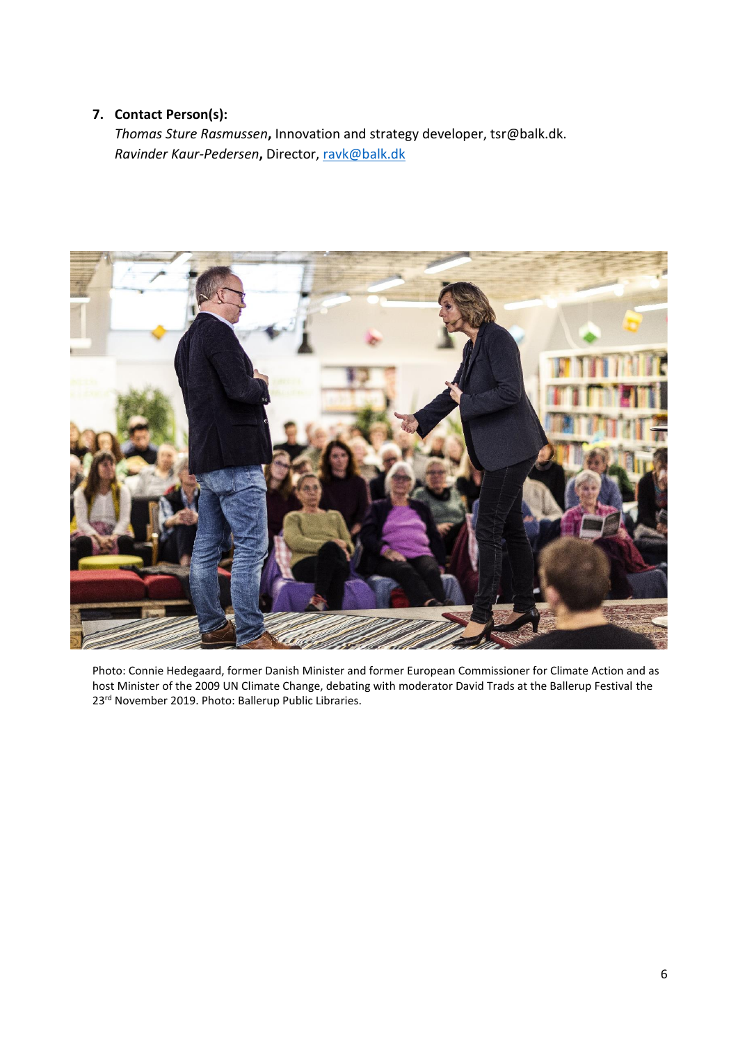7. **Contact Person(s):**
   *Thomas Sture Rasmussen*, Innovation and strategy developer, tsr@balk.dk.
   *Ravinder Kaur-Pedersen*, Director, ravk@balk.dk

Photo: Connie Hedegaard, former Danish Minister and former European Commissioner for Climate Action and as host Minister of the 2009 UN Climate Change, debating with moderator David Trads at the Ballerup Festival the 23rd November 2019. Photo: Ballerup Public Libraries.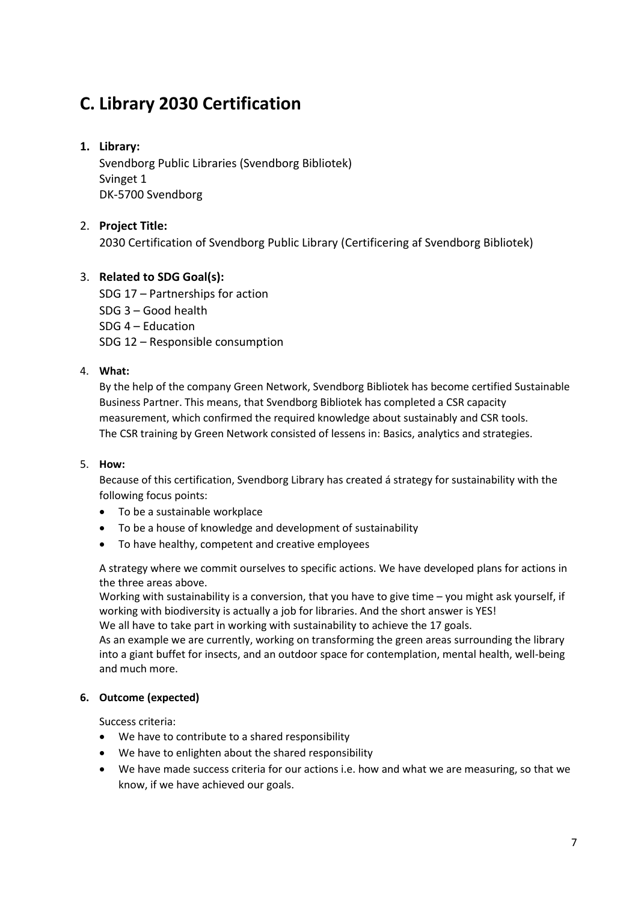## C. Library 2030 Certification

1. **Library:**

   Svendborg Public Libraries (Svendborg Bibliotek)
   Svinget 1
   DK-5700 Svendborg

2. **Project Title:**

   2030 Certification of Svendborg Public Library (Certificering af Svendborg Bibliotek)

3. **Related to SDG Goal(s):**

   SDG 17 – Partnerships for action
   SDG 3 – Good health
   SDG 4 – Education
   SDG 12 – Responsible consumption

4. **What:**

   By the help of the company Green Network, Svendborg Bibliotek has become certified Sustainable Business Partner. This means, that Svendborg Bibliotek has completed a CSR capacity measurement, which confirmed the required knowledge about sustainably and CSR tools. The CSR training by Green Network consisted of lessens in: Basics, analytics and strategies.

5. **How:**

   Because of this certification, Svendborg Library has created á strategy for sustainability with the following focus points:

   - To be a sustainable workplace
   - To be a house of knowledge and development of sustainability
   - To have healthy, competent and creative employees

   A strategy where we commit ourselves to specific actions. We have developed plans for actions in the three areas above.
   Working with sustainability is a conversion, that you have to give time – you might ask yourself, if working with biodiversity is actually a job for libraries. And the short answer is YES!
   We all have to take part in working with sustainability to achieve the 17 goals.
   As an example we are currently, working on transforming the green areas surrounding the library into a giant buffet for insects, and an outdoor space for contemplation, mental health, well-being and much more.

6. **Outcome (expected)**

   Success criteria:

   - We have to contribute to a shared responsibility
   - We have to enlighten about the shared responsibility
   - We have made success criteria for our actions i.e. how and what we are measuring, so that we know, if we have achieved our goals.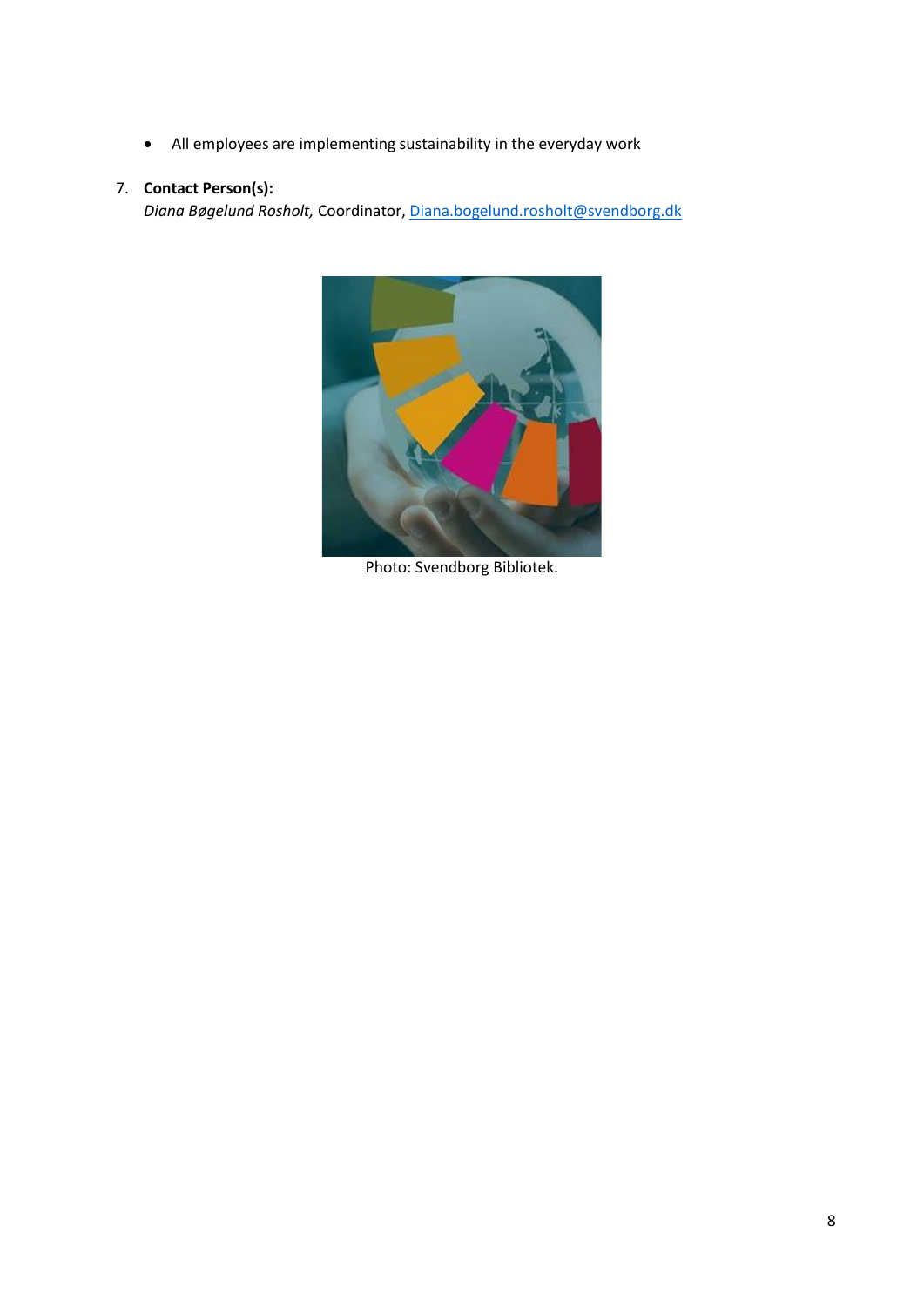- All employees are implementing sustainability in the everyday work

7. **Contact Person(s):**
   *Diana Bøgelund Rosholt,* Coordinator, Diana.bogelund.rosholt@svendborg.dk

Photo: Svendborg Bibliotek.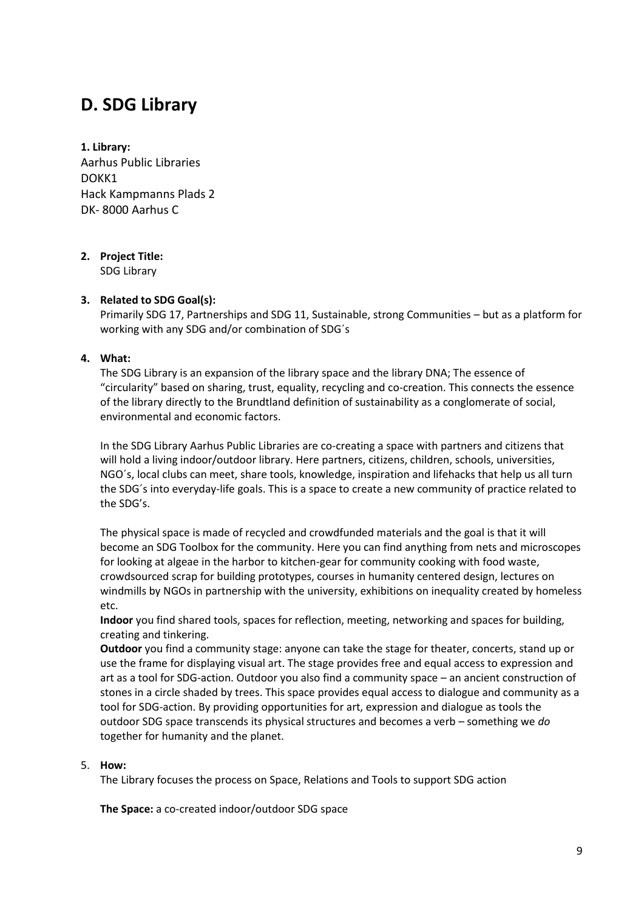## D. SDG Library

**1. Library:**

Aarhus Public Libraries
DOKK1
Hack Kampmanns Plads 2
DK- 8000 Aarhus C

2. **Project Title:**
   SDG Library

3. **Related to SDG Goal(s):**
   Primarily SDG 17, Partnerships and SDG 11, Sustainable, strong Communities – but as a platform for working with any SDG and/or combination of SDG´s

4. **What:**
   The SDG Library is an expansion of the library space and the library DNA; The essence of "circularity" based on sharing, trust, equality, recycling and co-creation. This connects the essence of the library directly to the Brundtland definition of sustainability as a conglomerate of social, environmental and economic factors.

   In the SDG Library Aarhus Public Libraries are co-creating a space with partners and citizens that will hold a living indoor/outdoor library. Here partners, citizens, children, schools, universities, NGO´s, local clubs can meet, share tools, knowledge, inspiration and lifehacks that help us all turn the SDG´s into everyday-life goals. This is a space to create a new community of practice related to the SDG's.

   The physical space is made of recycled and crowdfunded materials and the goal is that it will become an SDG Toolbox for the community. Here you can find anything from nets and microscopes for looking at algeae in the harbor to kitchen-gear for community cooking with food waste, crowdsourced scrap for building prototypes, courses in humanity centered design, lectures on windmills by NGOs in partnership with the university, exhibitions on inequality created by homeless etc.
   **Indoor** you find shared tools, spaces for reflection, meeting, networking and spaces for building, creating and tinkering.
   **Outdoor** you find a community stage: anyone can take the stage for theater, concerts, stand up or use the frame for displaying visual art. The stage provides free and equal access to expression and art as a tool for SDG-action. Outdoor you also find a community space – an ancient construction of stones in a circle shaded by trees. This space provides equal access to dialogue and community as a tool for SDG-action. By providing opportunities for art, expression and dialogue as tools the outdoor SDG space transcends its physical structures and becomes a verb – something we *do* together for humanity and the planet.

5. **How:**
   The Library focuses the process on Space, Relations and Tools to support SDG action

   **The Space:** a co-created indoor/outdoor SDG space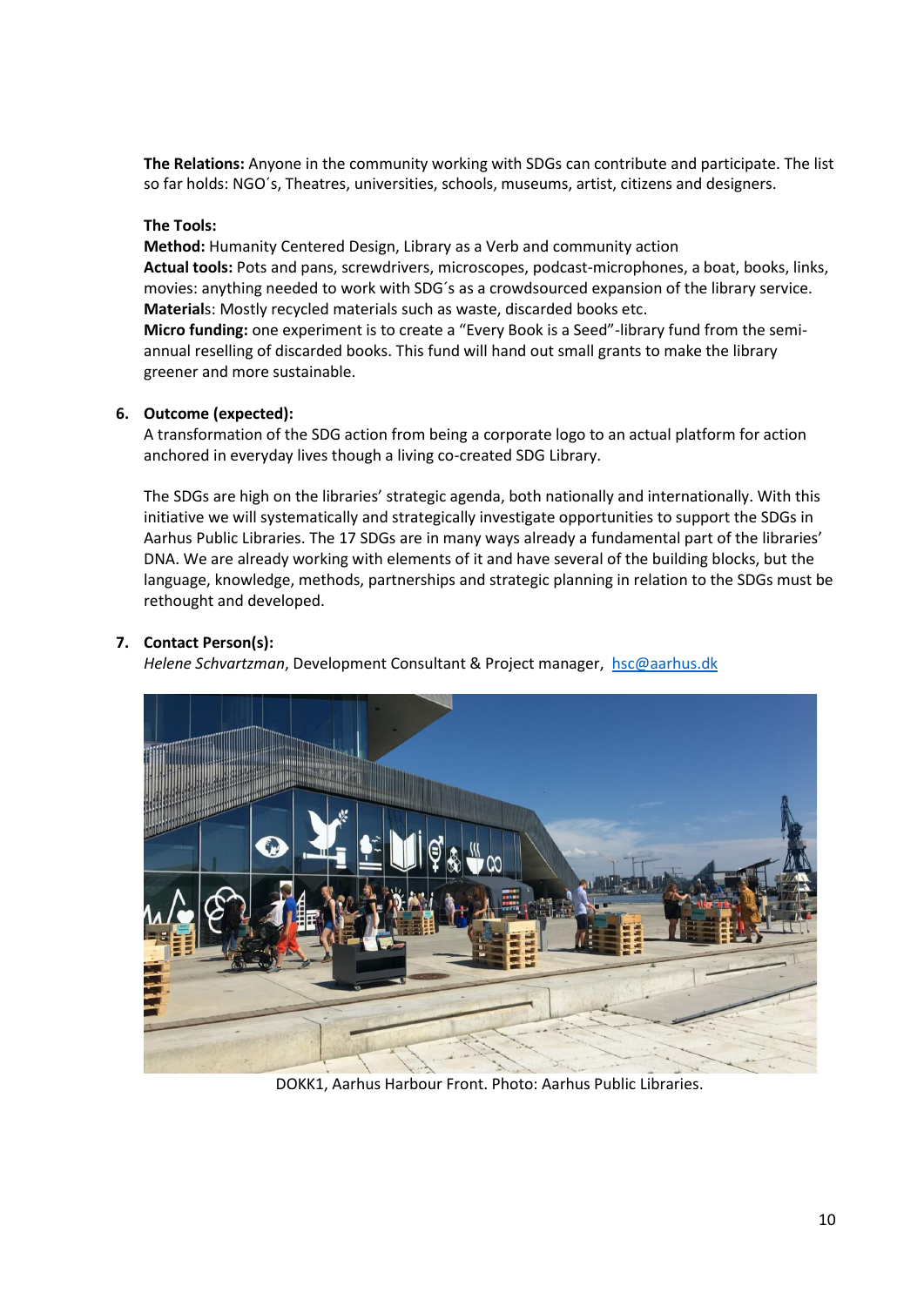**The Relations:** Anyone in the community working with SDGs can contribute and participate. The list so far holds: NGO´s, Theatres, universities, schools, museums, artist, citizens and designers.

**The Tools:**
**Method:** Humanity Centered Design, Library as a Verb and community action
**Actual tools:** Pots and pans, screwdrivers, microscopes, podcast-microphones, a boat, books, links, movies: anything needed to work with SDG´s as a crowdsourced expansion of the library service.
**Material**s: Mostly recycled materials such as waste, discarded books etc.
**Micro funding:** one experiment is to create a "Every Book is a Seed"-library fund from the semi-annual reselling of discarded books. This fund will hand out small grants to make the library greener and more sustainable.

6. **Outcome (expected):**
   A transformation of the SDG action from being a corporate logo to an actual platform for action anchored in everyday lives though a living co-created SDG Library.

   The SDGs are high on the libraries' strategic agenda, both nationally and internationally. With this initiative we will systematically and strategically investigate opportunities to support the SDGs in Aarhus Public Libraries. The 17 SDGs are in many ways already a fundamental part of the libraries' DNA. We are already working with elements of it and have several of the building blocks, but the language, knowledge, methods, partnerships and strategic planning in relation to the SDGs must be rethought and developed.

7. **Contact Person(s):**
   *Helene Schvartzman*, Development Consultant & Project manager, hsc@aarhus.dk

DOKK1, Aarhus Harbour Front. Photo: Aarhus Public Libraries.